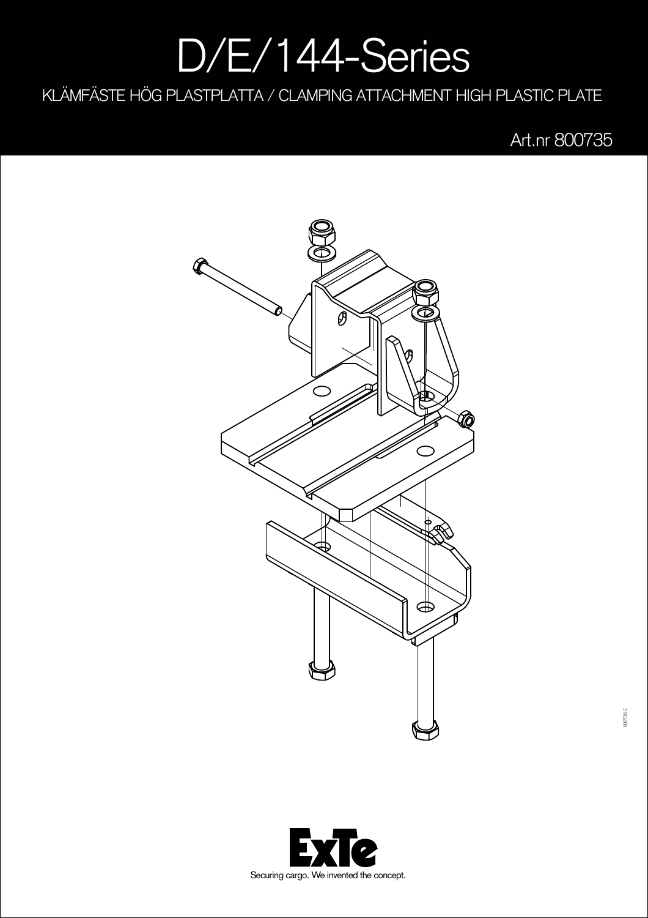# D/E/144-Series

KLÄMFÄSTE HÖG PLASTPLATTA / CLAMPING ATTACHMENT HIGH PLASTIC PLATE

Art.nr 800735

800735 C

ExTe

Securing cargo. We invented the concept.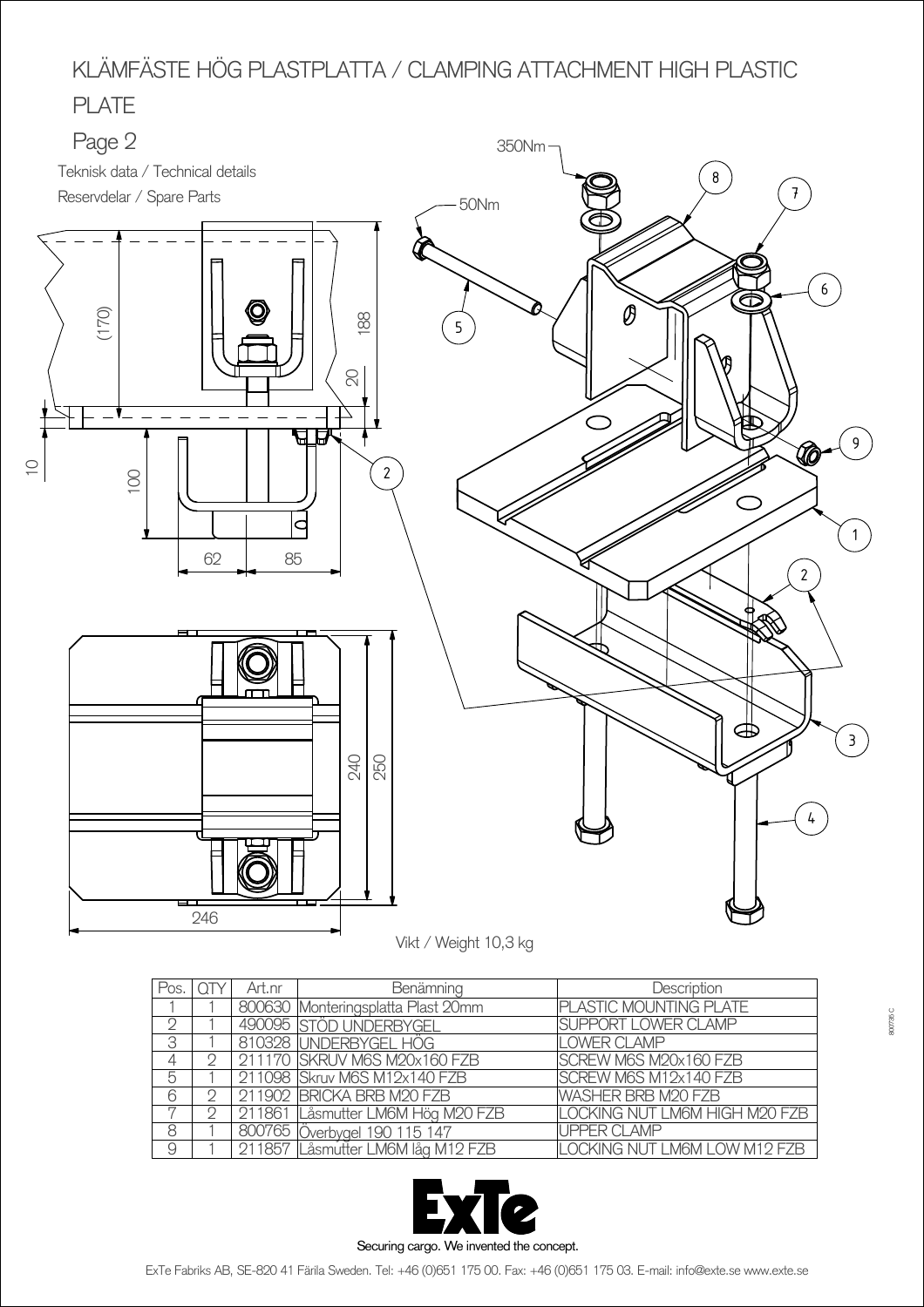# KLÄMFÄSTE HÖG PLASTPLATTA / CLAMPING ATTACHMENT HIGH PLASTIC PLATE

## Page 2

Teknisk data / Technical details

Reservdelar / Spare Parts

350Nm

50Nm

(170)

188

20

10

100

62

85

240

250

246

1 2 3 4 5 6 7 8 9

Vikt / Weight 10,3 kg

| Pos. | QTY | Art.nr | Benämning | Description |
|---|---|---|---|---|
| 1 | 1 | 800630 | Monteringsplatta Plast 20mm | PLASTIC MOUNTING PLATE |
| 2 | 1 | 490095 | STÖD UNDERBYGEL | SUPPORT LOWER CLAMP |
| 3 | 1 | 810328 | UNDERBYGEL HÖG | LOWER CLAMP |
| 4 | 2 | 211170 | SKRUV M6S M20x160 FZB | SCREW M6S M20x160 FZB |
| 5 | 1 | 211098 | Skruv M6S M12x140 FZB | SCREW M6S M12x140 FZB |
| 6 | 2 | 211902 | BRICKA BRB M20 FZB | WASHER BRB M20 FZB |
| 7 | 2 | 211861 | Låsmutter LM6M Hög M20 FZB | LOCKING NUT LM6M HIGH M20 FZB |
| 8 | 1 | 800765 | Överbygel 190 115 147 | UPPER CLAMP |
| 9 | 1 | 211857 | Låsmutter LM6M låg M12 FZB | LOCKING NUT LM6M LOW M12 FZB |

ExTe

Securing cargo. We invented the concept.

ExTe Fabriks AB, SE-820 41 Färila Sweden. Tel: +46 (0)651 175 00. Fax: +46 (0)651 175 03. E-mail: info@exte.se www.exte.se